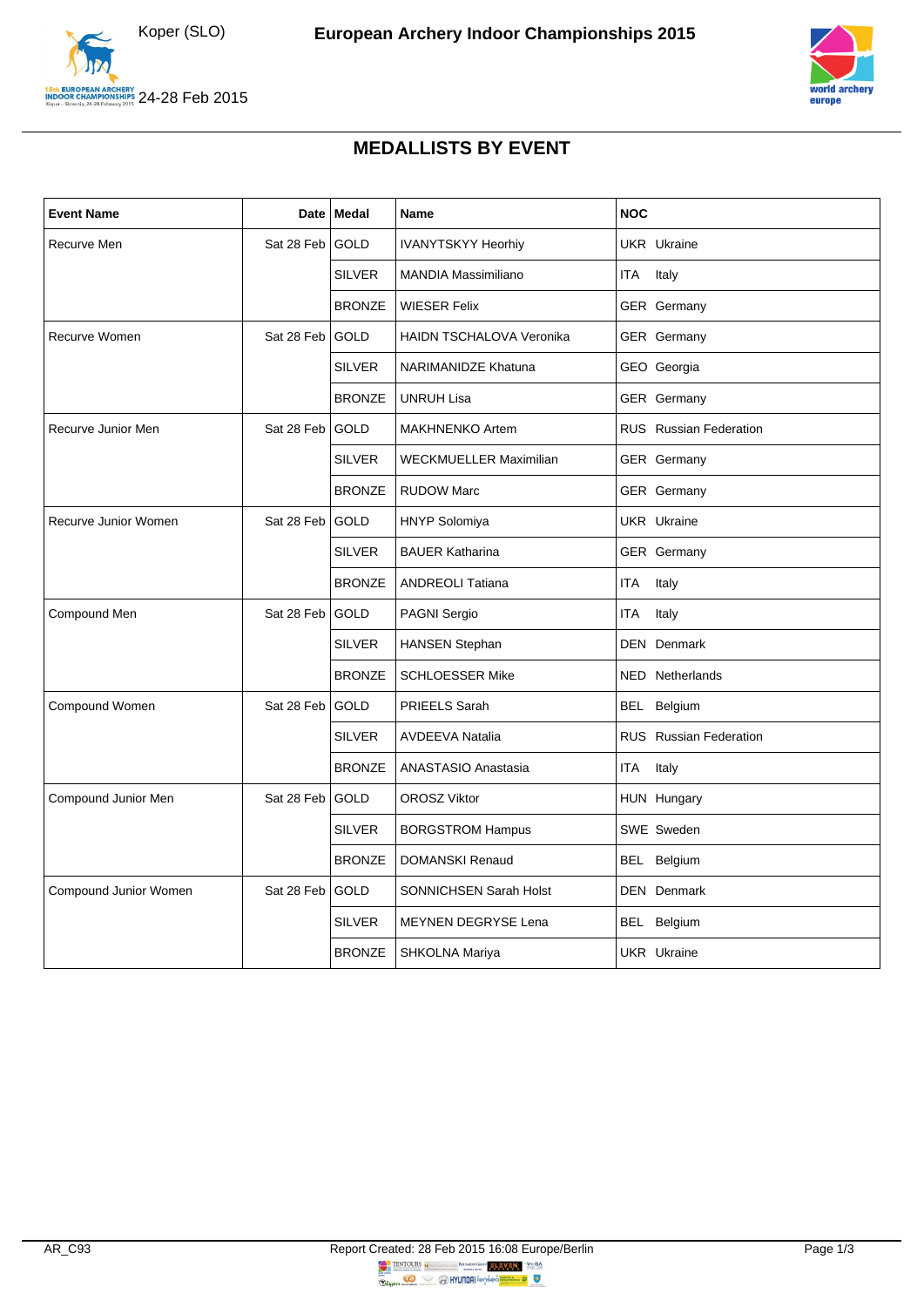Koper (SLO)

# European Archery Indoor Championships 2015

24-28 Feb 2015

## MEDALLISTS BY EVENT

| Event Name | Date | Medal | Name | NOC |
|---|---|---|---|---|
| Recurve Men | Sat 28 Feb | GOLD | IVANYTSKYY Heorhiy | UKR Ukraine |
| | | SILVER | MANDIA Massimiliano | ITA Italy |
| | | BRONZE | WIESER Felix | GER Germany |
| Recurve Women | Sat 28 Feb | GOLD | HAIDN TSCHALOVA Veronika | GER Germany |
| | | SILVER | NARIMANIDZE Khatuna | GEO Georgia |
| | | BRONZE | UNRUH Lisa | GER Germany |
| Recurve Junior Men | Sat 28 Feb | GOLD | MAKHNENKO Artem | RUS Russian Federation |
| | | SILVER | WECKMUELLER Maximilian | GER Germany |
| | | BRONZE | RUDOW Marc | GER Germany |
| Recurve Junior Women | Sat 28 Feb | GOLD | HNYP Solomiya | UKR Ukraine |
| | | SILVER | BAUER Katharina | GER Germany |
| | | BRONZE | ANDREOLI Tatiana | ITA Italy |
| Compound Men | Sat 28 Feb | GOLD | PAGNI Sergio | ITA Italy |
| | | SILVER | HANSEN Stephan | DEN Denmark |
| | | BRONZE | SCHLOESSER Mike | NED Netherlands |
| Compound Women | Sat 28 Feb | GOLD | PRIEELS Sarah | BEL Belgium |
| | | SILVER | AVDEEVA Natalia | RUS Russian Federation |
| | | BRONZE | ANASTASIO Anastasia | ITA Italy |
| Compound Junior Men | Sat 28 Feb | GOLD | OROSZ Viktor | HUN Hungary |
| | | SILVER | BORGSTROM Hampus | SWE Sweden |
| | | BRONZE | DOMANSKI Renaud | BEL Belgium |
| Compound Junior Women | Sat 28 Feb | GOLD | SONNICHSEN Sarah Holst | DEN Denmark |
| | | SILVER | MEYNEN DEGRYSE Lena | BEL Belgium |
| | | BRONZE | SHKOLNA Mariya | UKR Ukraine |

AR_C93 Report Created: 28 Feb 2015 16:08 Europe/Berlin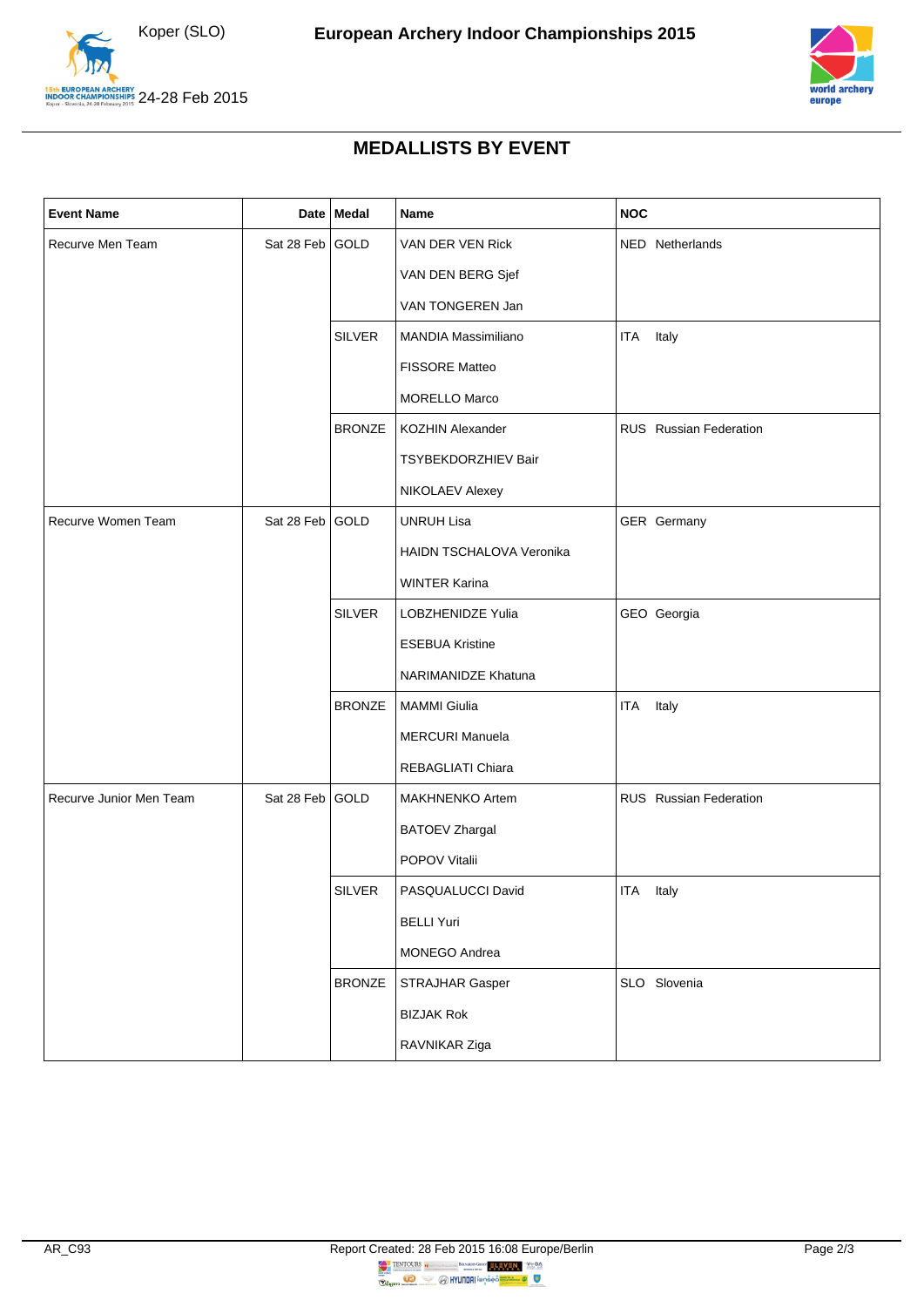## MEDALLISTS BY EVENT

| Event Name | Date | Medal | Name | NOC |
|---|---|---|---|---|
| Recurve Men Team | Sat 28 Feb | GOLD | VAN DER VEN Rick | NED Netherlands |
| | | | VAN DEN BERG Sjef | |
| | | | VAN TONGEREN Jan | |
| | | SILVER | MANDIA Massimiliano | ITA Italy |
| | | | FISSORE Matteo | |
| | | | MORELLO Marco | |
| | | BRONZE | KOZHIN Alexander | RUS Russian Federation |
| | | | TSYBEKDORZHIEV Bair | |
| | | | NIKOLAEV Alexey | |
| Recurve Women Team | Sat 28 Feb | GOLD | UNRUH Lisa | GER Germany |
| | | | HAIDN TSCHALOVA Veronika | |
| | | | WINTER Karina | |
| | | SILVER | LOBZHENIDZE Yulia | GEO Georgia |
| | | | ESEBUA Kristine | |
| | | | NARIMANIDZE Khatuna | |
| | | BRONZE | MAMMI Giulia | ITA Italy |
| | | | MERCURI Manuela | |
| | | | REBAGLIATI Chiara | |
| Recurve Junior Men Team | Sat 28 Feb | GOLD | MAKHNENKO Artem | RUS Russian Federation |
| | | | BATOEV Zhargal | |
| | | | POPOV Vitalii | |
| | | SILVER | PASQUALUCCI David | ITA Italy |
| | | | BELLI Yuri | |
| | | | MONEGO Andrea | |
| | | BRONZE | STRAJHAR Gasper | SLO Slovenia |
| | | | BIZJAK Rok | |
| | | | RAVNIKAR Ziga | |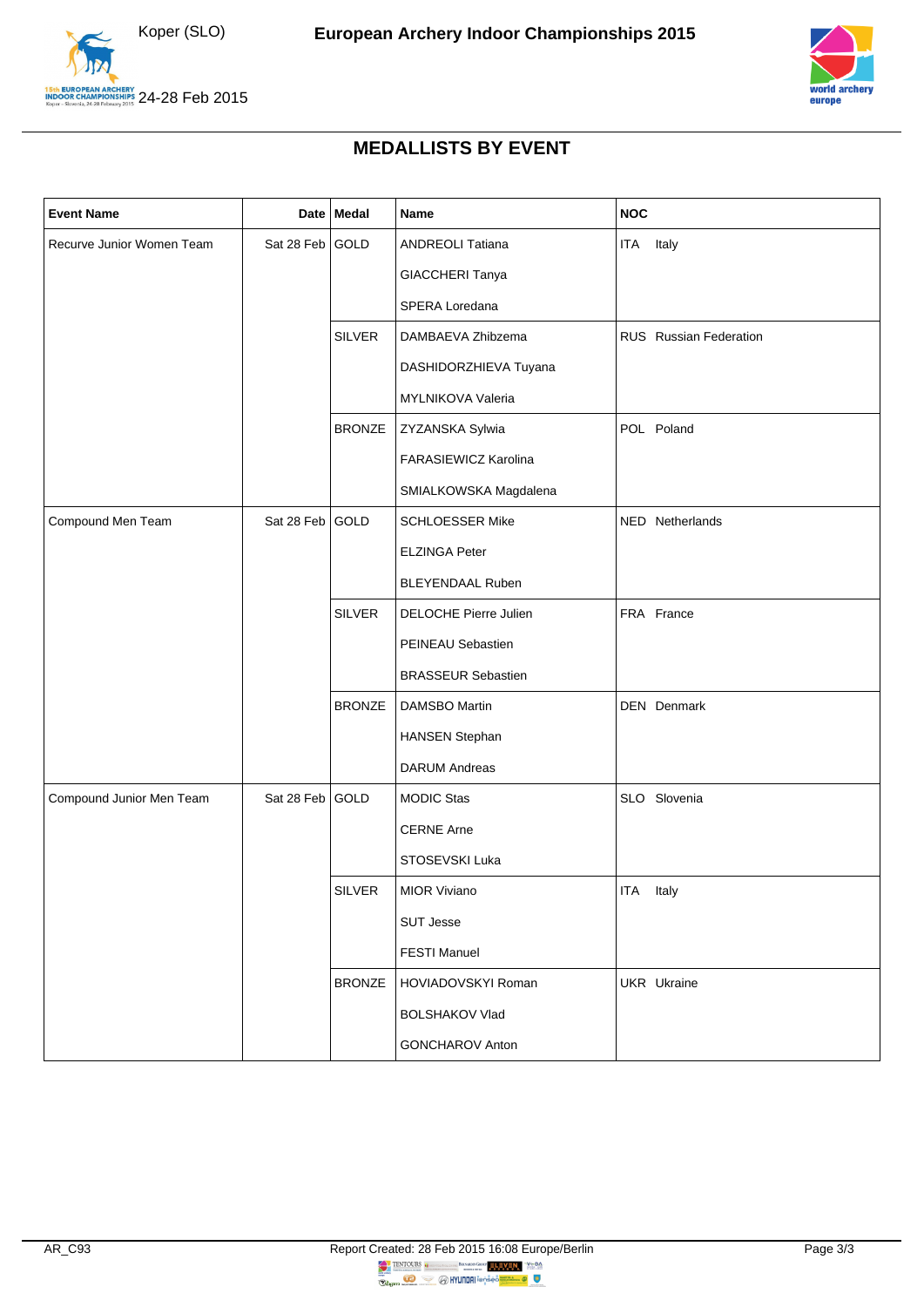## MEDALLISTS BY EVENT

| Event Name | Date | Medal | Name | NOC |
|---|---|---|---|---|
| Recurve Junior Women Team | Sat 28 Feb | GOLD | ANDREOLI Tatiana | ITA Italy |
| | | | GIACCHERI Tanya | |
| | | | SPERA Loredana | |
| | | SILVER | DAMBAEVA Zhibzema | RUS Russian Federation |
| | | | DASHIDORZHIEVA Tuyana | |
| | | | MYLNIKOVA Valeria | |
| | | BRONZE | ZYZANSKA Sylwia | POL Poland |
| | | | FARASIEWICZ Karolina | |
| | | | SMIALKOWSKA Magdalena | |
| Compound Men Team | Sat 28 Feb | GOLD | SCHLOESSER Mike | NED Netherlands |
| | | | ELZINGA Peter | |
| | | | BLEYENDAAL Ruben | |
| | | SILVER | DELOCHE Pierre Julien | FRA France |
| | | | PEINEAU Sebastien | |
| | | | BRASSEUR Sebastien | |
| | | BRONZE | DAMSBO Martin | DEN Denmark |
| | | | HANSEN Stephan | |
| | | | DARUM Andreas | |
| Compound Junior Men Team | Sat 28 Feb | GOLD | MODIC Stas | SLO Slovenia |
| | | | CERNE Arne | |
| | | | STOSEVSKI Luka | |
| | | SILVER | MIOR Viviano | ITA Italy |
| | | | SUT Jesse | |
| | | | FESTI Manuel | |
| | | BRONZE | HOVIADOVSKYI Roman | UKR Ukraine |
| | | | BOLSHAKOV Vlad | |
| | | | GONCHAROV Anton | |